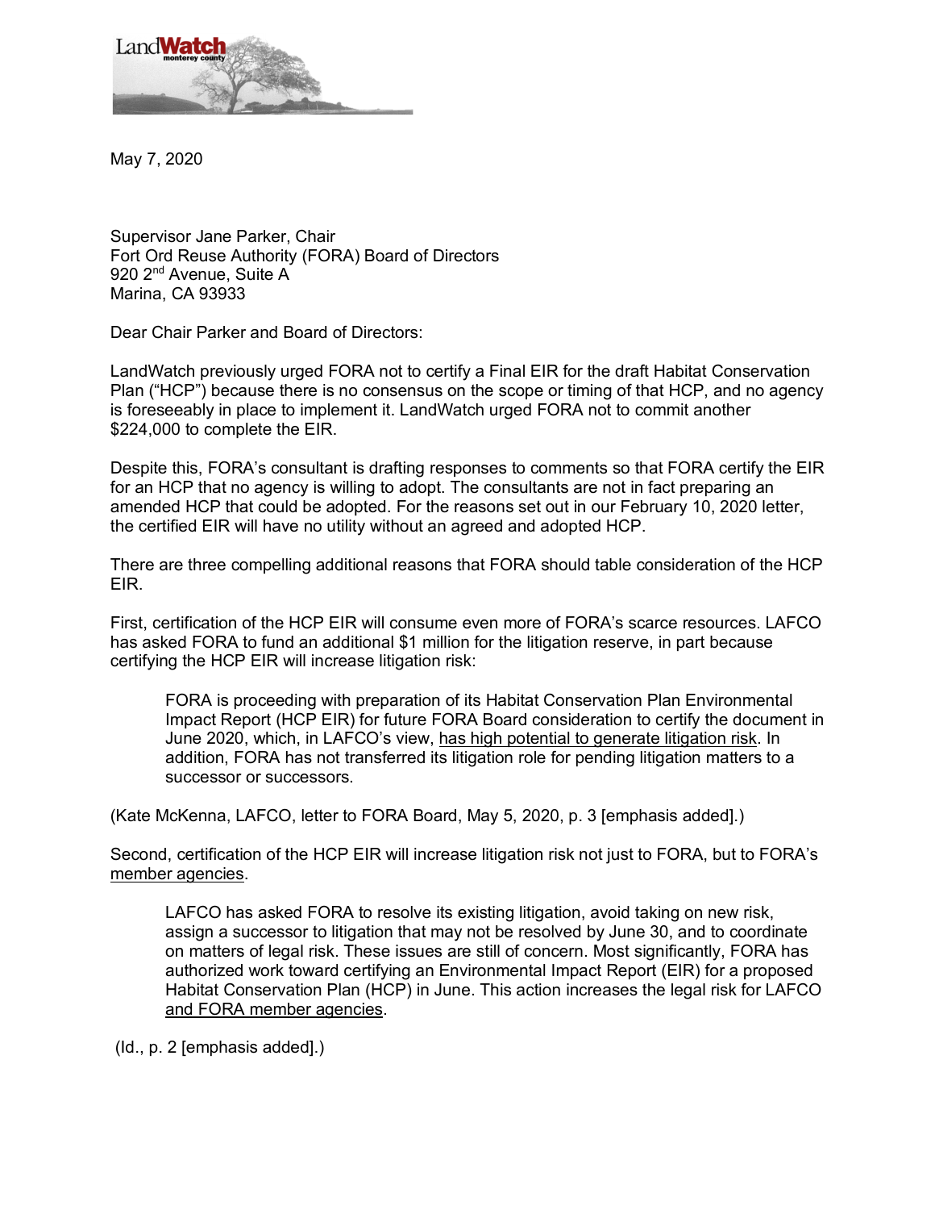LandWatch monterey county

May 7, 2020

Supervisor Jane Parker, Chair
Fort Ord Reuse Authority (FORA) Board of Directors
920 2nd Avenue, Suite A
Marina, CA 93933

Dear Chair Parker and Board of Directors:

LandWatch previously urged FORA not to certify a Final EIR for the draft Habitat Conservation Plan ("HCP") because there is no consensus on the scope or timing of that HCP, and no agency is foreseeably in place to implement it. LandWatch urged FORA not to commit another $224,000 to complete the EIR.

Despite this, FORA's consultant is drafting responses to comments so that FORA certify the EIR for an HCP that no agency is willing to adopt. The consultants are not in fact preparing an amended HCP that could be adopted. For the reasons set out in our February 10, 2020 letter, the certified EIR will have no utility without an agreed and adopted HCP.

There are three compelling additional reasons that FORA should table consideration of the HCP EIR.

First, certification of the HCP EIR will consume even more of FORA's scarce resources. LAFCO has asked FORA to fund an additional $1 million for the litigation reserve, in part because certifying the HCP EIR will increase litigation risk:

> FORA is proceeding with preparation of its Habitat Conservation Plan Environmental Impact Report (HCP EIR) for future FORA Board consideration to certify the document in June 2020, which, in LAFCO's view, <u>has high potential to generate litigation risk</u>. In addition, FORA has not transferred its litigation role for pending litigation matters to a successor or successors.

(Kate McKenna, LAFCO, letter to FORA Board, May 5, 2020, p. 3 [emphasis added].)

Second, certification of the HCP EIR will increase litigation risk not just to FORA, but to FORA's <u>member agencies</u>.

> LAFCO has asked FORA to resolve its existing litigation, avoid taking on new risk, assign a successor to litigation that may not be resolved by June 30, and to coordinate on matters of legal risk. These issues are still of concern. Most significantly, FORA has authorized work toward certifying an Environmental Impact Report (EIR) for a proposed Habitat Conservation Plan (HCP) in June. This action increases the legal risk for LAFCO <u>and FORA member agencies</u>.

(Id., p. 2 [emphasis added].)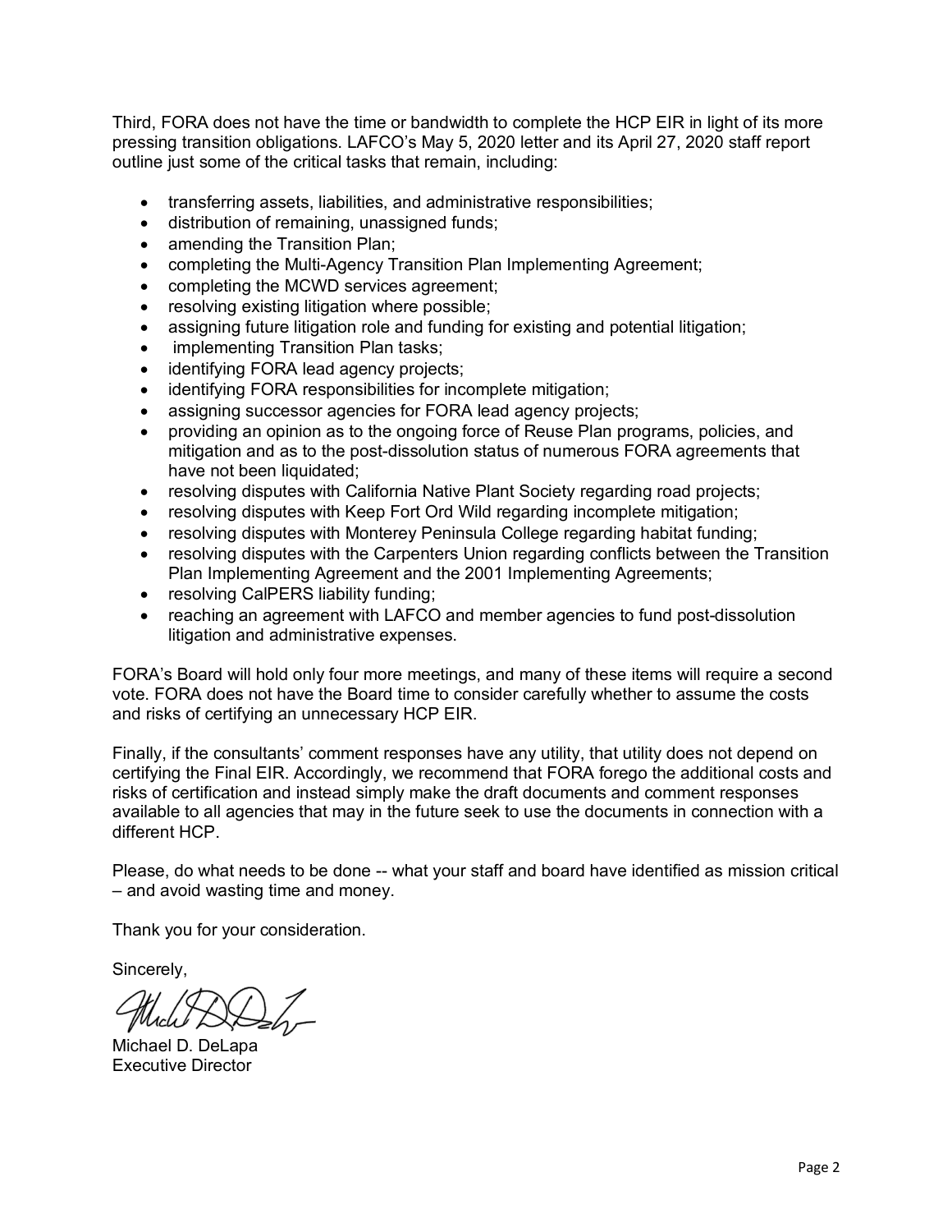Third, FORA does not have the time or bandwidth to complete the HCP EIR in light of its more pressing transition obligations. LAFCO's May 5, 2020 letter and its April 27, 2020 staff report outline just some of the critical tasks that remain, including:

- transferring assets, liabilities, and administrative responsibilities;
- distribution of remaining, unassigned funds;
- amending the Transition Plan;
- completing the Multi-Agency Transition Plan Implementing Agreement;
- completing the MCWD services agreement;
- resolving existing litigation where possible;
- assigning future litigation role and funding for existing and potential litigation;
- implementing Transition Plan tasks;
- identifying FORA lead agency projects;
- identifying FORA responsibilities for incomplete mitigation;
- assigning successor agencies for FORA lead agency projects;
- providing an opinion as to the ongoing force of Reuse Plan programs, policies, and mitigation and as to the post-dissolution status of numerous FORA agreements that have not been liquidated;
- resolving disputes with California Native Plant Society regarding road projects;
- resolving disputes with Keep Fort Ord Wild regarding incomplete mitigation;
- resolving disputes with Monterey Peninsula College regarding habitat funding;
- resolving disputes with the Carpenters Union regarding conflicts between the Transition Plan Implementing Agreement and the 2001 Implementing Agreements;
- resolving CalPERS liability funding;
- reaching an agreement with LAFCO and member agencies to fund post-dissolution litigation and administrative expenses.

FORA's Board will hold only four more meetings, and many of these items will require a second vote. FORA does not have the Board time to consider carefully whether to assume the costs and risks of certifying an unnecessary HCP EIR.

Finally, if the consultants' comment responses have any utility, that utility does not depend on certifying the Final EIR. Accordingly, we recommend that FORA forego the additional costs and risks of certification and instead simply make the draft documents and comment responses available to all agencies that may in the future seek to use the documents in connection with a different HCP.

Please, do what needs to be done -- what your staff and board have identified as mission critical – and avoid wasting time and money.

Thank you for your consideration.

Sincerely,

Michael D. DeLapa
Executive Director